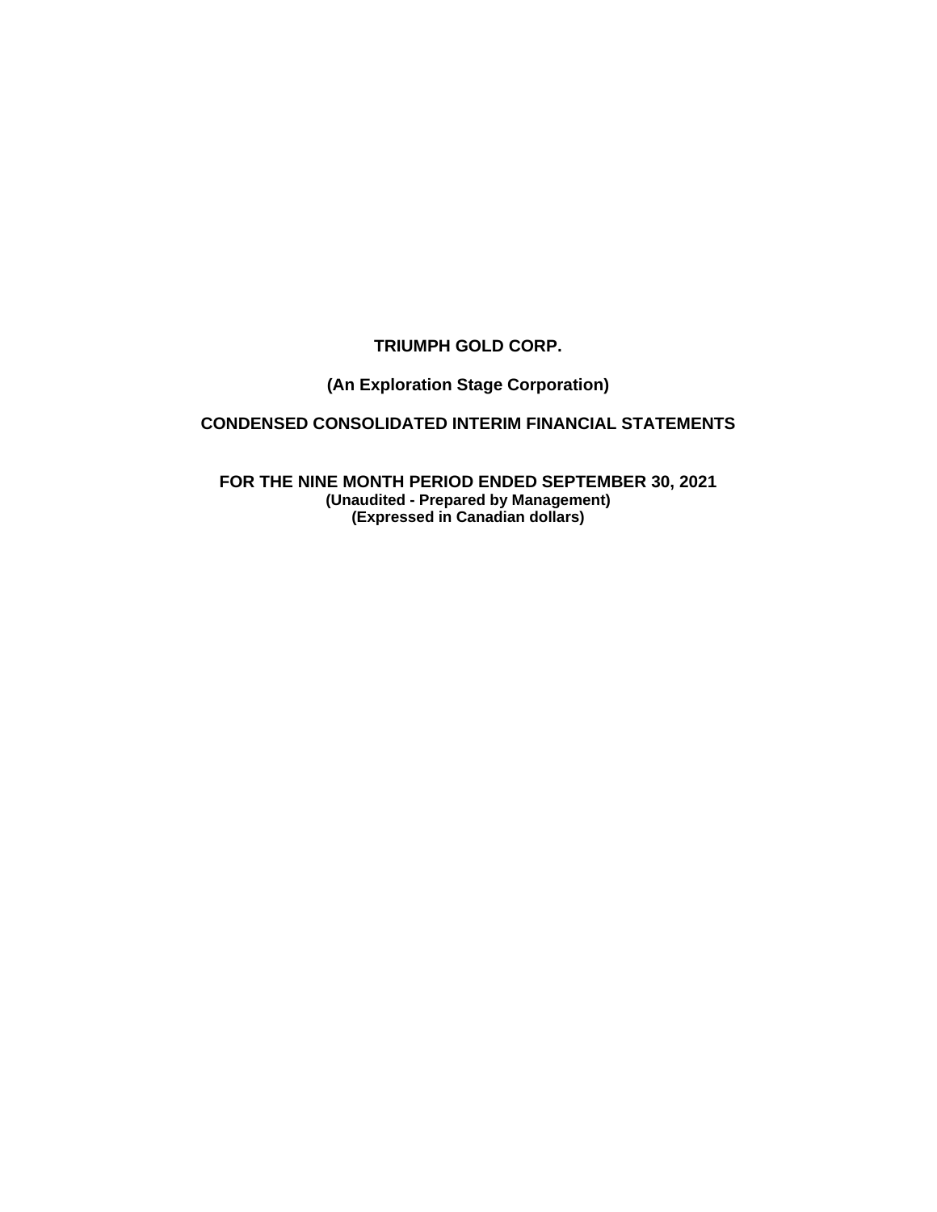# TRIUMPH GOLD CORP.

## (An Exploration Stage Corporation)

## CONDENSED CONSOLIDATED INTERIM FINANCIAL STATEMENTS

### FOR THE NINE MONTH PERIOD ENDED SEPTEMBER 30, 2021

**(Unaudited - Prepared by Management)**
**(Expressed in Canadian dollars)**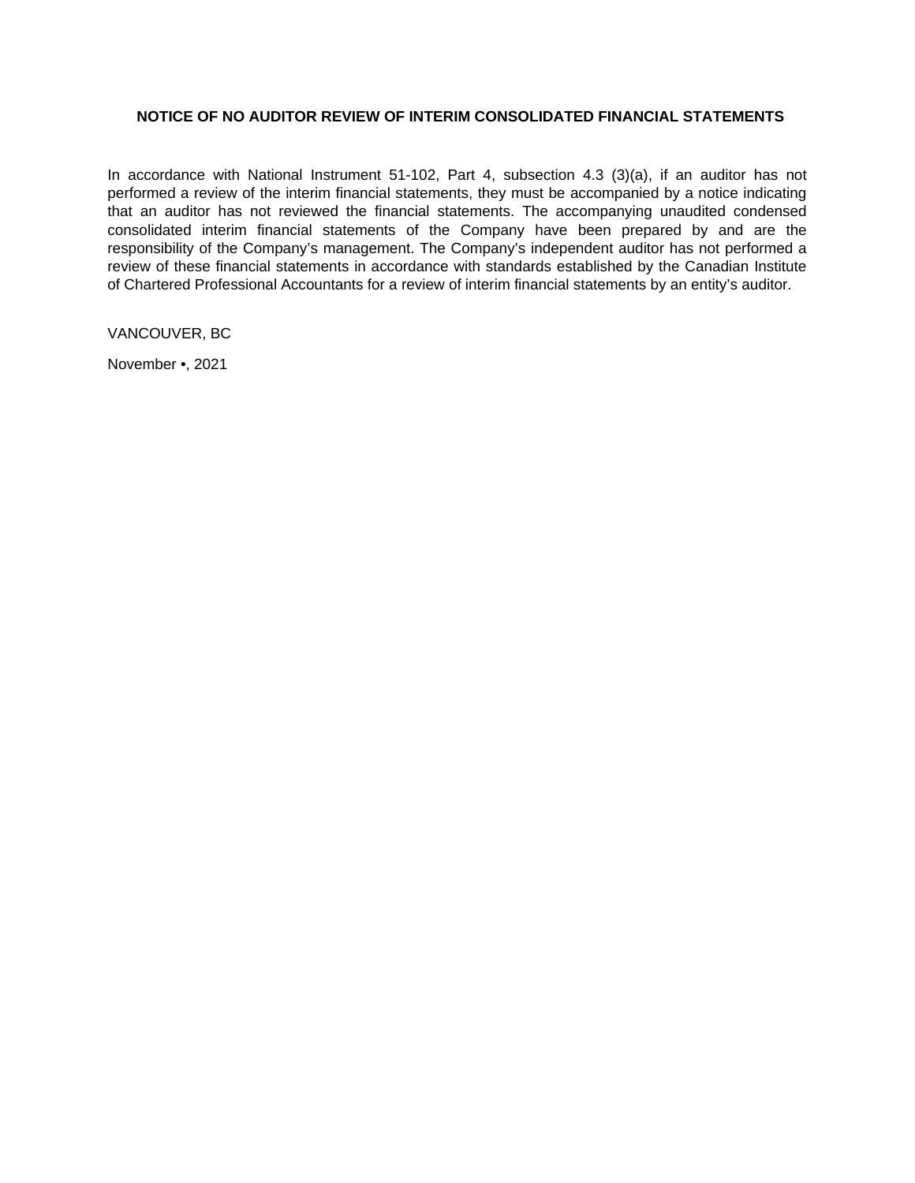**NOTICE OF NO AUDITOR REVIEW OF INTERIM CONSOLIDATED FINANCIAL STATEMENTS**

In accordance with National Instrument 51-102, Part 4, subsection 4.3 (3)(a), if an auditor has not performed a review of the interim financial statements, they must be accompanied by a notice indicating that an auditor has not reviewed the financial statements. The accompanying unaudited condensed consolidated interim financial statements of the Company have been prepared by and are the responsibility of the Company's management. The Company's independent auditor has not performed a review of these financial statements in accordance with standards established by the Canadian Institute of Chartered Professional Accountants for a review of interim financial statements by an entity's auditor.

VANCOUVER, BC

November •, 2021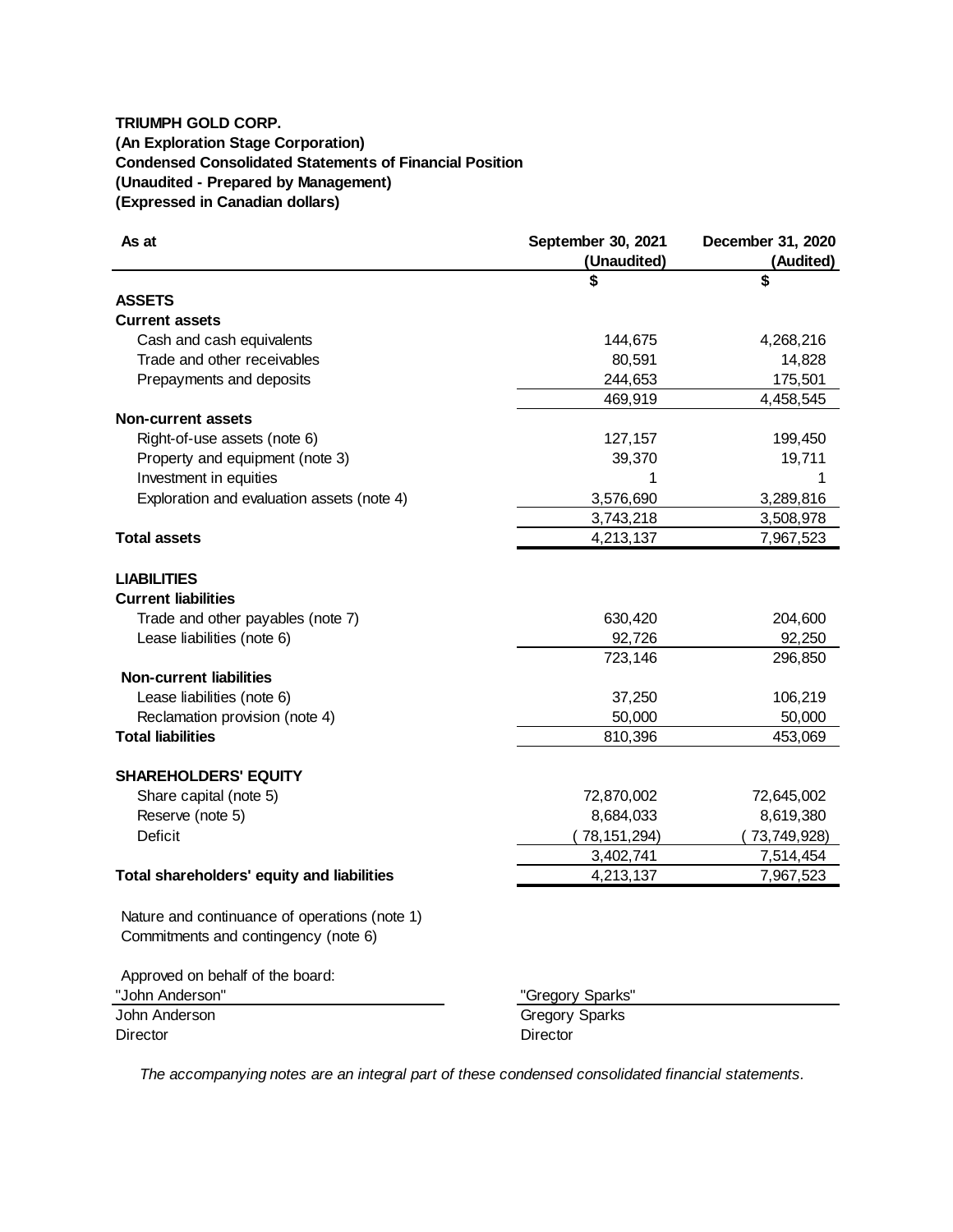**TRIUMPH GOLD CORP.**
**(An Exploration Stage Corporation)**
**Condensed Consolidated Statements of Financial Position**
**(Unaudited - Prepared by Management)**
**(Expressed in Canadian dollars)**

| As at | September 30, 2021 (Unaudited) | December 31, 2020 (Audited) |
|---|---|---|
| | $ | $ |
| **ASSETS** | | |
| **Current assets** | | |
| Cash and cash equivalents | 144,675 | 4,268,216 |
| Trade and other receivables | 80,591 | 14,828 |
| Prepayments and deposits | 244,653 | 175,501 |
| | 469,919 | 4,458,545 |
| **Non-current assets** | | |
| Right-of-use assets (note 6) | 127,157 | 199,450 |
| Property and equipment (note 3) | 39,370 | 19,711 |
| Investment in equities | 1 | 1 |
| Exploration and evaluation assets (note 4) | 3,576,690 | 3,289,816 |
| | 3,743,218 | 3,508,978 |
| **Total assets** | 4,213,137 | 7,967,523 |
| | | |
| **LIABILITIES** | | |
| **Current liabilities** | | |
| Trade and other payables (note 7) | 630,420 | 204,600 |
| Lease liabilities (note 6) | 92,726 | 92,250 |
| | 723,146 | 296,850 |
| **Non-current liabilities** | | |
| Lease liabilities (note 6) | 37,250 | 106,219 |
| Reclamation provision (note 4) | 50,000 | 50,000 |
| **Total liabilities** | 810,396 | 453,069 |
| | | |
| **SHAREHOLDERS' EQUITY** | | |
| Share capital (note 5) | 72,870,002 | 72,645,002 |
| Reserve (note 5) | 8,684,033 | 8,619,380 |
| Deficit | (78,151,294) | (73,749,928) |
| | 3,402,741 | 7,514,454 |
| **Total shareholders' equity and liabilities** | 4,213,137 | 7,967,523 |

Nature and continuance of operations (note 1)
Commitments and contingency (note 6)

Approved on behalf of the board:

| "John Anderson" | "Gregory Sparks" |
|---|---|
| John Anderson | Gregory Sparks |
| Director | Director |

*The accompanying notes are an integral part of these condensed consolidated financial statements.*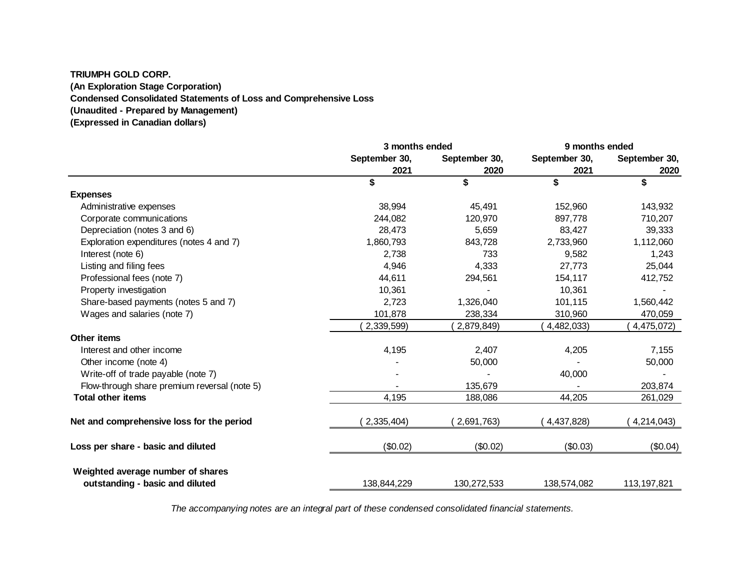**TRIUMPH GOLD CORP.**
**(An Exploration Stage Corporation)**
**Condensed Consolidated Statements of Loss and Comprehensive Loss**
**(Unaudited - Prepared by Management)**
**(Expressed in Canadian dollars)**

| | 3 months ended | | 9 months ended | |
|---|---|---|---|---|
| | September 30, 2021 | September 30, 2020 | September 30, 2021 | September 30, 2020 |
| | $ | $ | $ | $ |
| **Expenses** | | | | |
| Administrative expenses | 38,994 | 45,491 | 152,960 | 143,932 |
| Corporate communications | 244,082 | 120,970 | 897,778 | 710,207 |
| Depreciation (notes 3 and 6) | 28,473 | 5,659 | 83,427 | 39,333 |
| Exploration expenditures (notes 4 and 7) | 1,860,793 | 843,728 | 2,733,960 | 1,112,060 |
| Interest (note 6) | 2,738 | 733 | 9,582 | 1,243 |
| Listing and filing fees | 4,946 | 4,333 | 27,773 | 25,044 |
| Professional fees (note 7) | 44,611 | 294,561 | 154,117 | 412,752 |
| Property investigation | 10,361 | - | 10,361 | - |
| Share-based payments (notes 5 and 7) | 2,723 | 1,326,040 | 101,115 | 1,560,442 |
| Wages and salaries (note 7) | 101,878 | 238,334 | 310,960 | 470,059 |
| | ( 2,339,599) | ( 2,879,849) | ( 4,482,033) | ( 4,475,072) |
| **Other items** | | | | |
| Interest and other income | 4,195 | 2,407 | 4,205 | 7,155 |
| Other income (note 4) | - | 50,000 | - | 50,000 |
| Write-off of trade payable (note 7) | - | - | 40,000 | - |
| Flow-through share premium reversal (note 5) | - | 135,679 | - | 203,874 |
| **Total other items** | 4,195 | 188,086 | 44,205 | 261,029 |
| **Net and comprehensive loss for the period** | ( 2,335,404) | ( 2,691,763) | ( 4,437,828) | ( 4,214,043) |
| **Loss per share - basic and diluted** | ($0.02) | ($0.02) | ($0.03) | ($0.04) |
| **Weighted average number of shares outstanding - basic and diluted** | 138,844,229 | 130,272,533 | 138,574,082 | 113,197,821 |

*The accompanying notes are an integral part of these condensed consolidated financial statements.*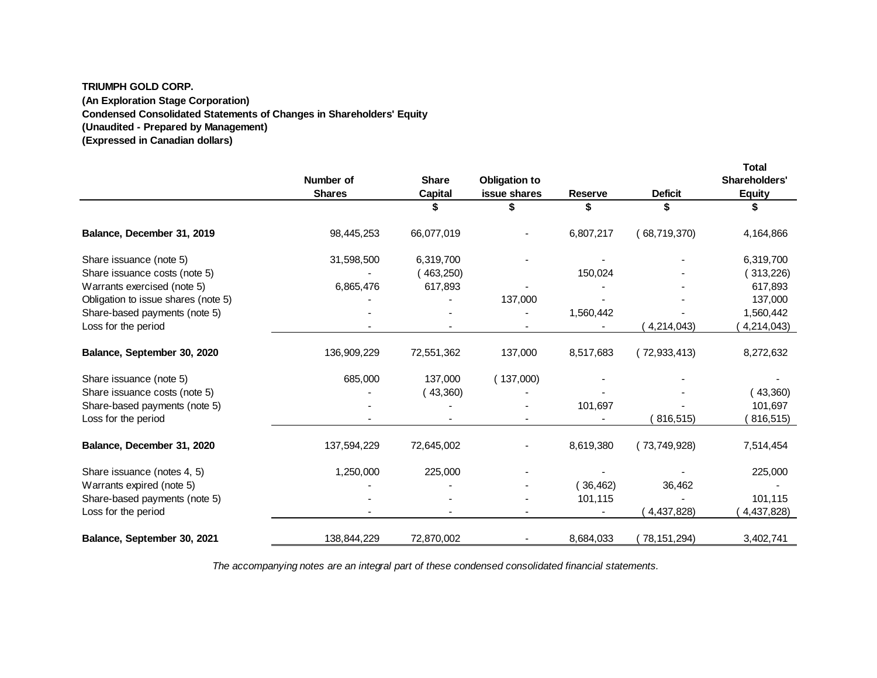**TRIUMPH GOLD CORP.**
**(An Exploration Stage Corporation)**
**Condensed Consolidated Statements of Changes in Shareholders' Equity**
**(Unaudited - Prepared by Management)**
**(Expressed in Canadian dollars)**

| | Number of Shares | Share Capital | Obligation to issue shares | Reserve | Deficit | Total Shareholders' Equity |
|---|---|---|---|---|---|---|
| | | $ | $ | $ | $ | $ |
| **Balance, December 31, 2019** | 98,445,253 | 66,077,019 | - | 6,807,217 | ( 68,719,370) | 4,164,866 |
| Share issuance (note 5) | 31,598,500 | 6,319,700 | - | - | - | 6,319,700 |
| Share issuance costs (note 5) | - | ( 463,250) | - | 150,024 | - | ( 313,226) |
| Warrants exercised (note 5) | 6,865,476 | 617,893 | - | - | - | 617,893 |
| Obligation to issue shares (note 5) | - | - | 137,000 | - | - | 137,000 |
| Share-based payments (note 5) | - | - | - | 1,560,442 | - | 1,560,442 |
| Loss for the period | - | - | - | - | ( 4,214,043) | ( 4,214,043) |
| **Balance, September 30, 2020** | 136,909,229 | 72,551,362 | 137,000 | 8,517,683 | ( 72,933,413) | 8,272,632 |
| Share issuance (note 5) | 685,000 | 137,000 | ( 137,000) | - | - | - |
| Share issuance costs (note 5) | - | ( 43,360) | - | - | - | ( 43,360) |
| Share-based payments (note 5) | - | - | - | 101,697 | - | 101,697 |
| Loss for the period | - | - | - | - | ( 816,515) | ( 816,515) |
| **Balance, December 31, 2020** | 137,594,229 | 72,645,002 | - | 8,619,380 | ( 73,749,928) | 7,514,454 |
| Share issuance (notes 4, 5) | 1,250,000 | 225,000 | - | - | - | 225,000 |
| Warrants expired (note 5) | - | - | - | ( 36,462) | 36,462 | - |
| Share-based payments (note 5) | - | - | - | 101,115 | - | 101,115 |
| Loss for the period | - | - | - | - | ( 4,437,828) | ( 4,437,828) |
| **Balance, September 30, 2021** | 138,844,229 | 72,870,002 | - | 8,684,033 | ( 78,151,294) | 3,402,741 |

*The accompanying notes are an integral part of these condensed consolidated financial statements.*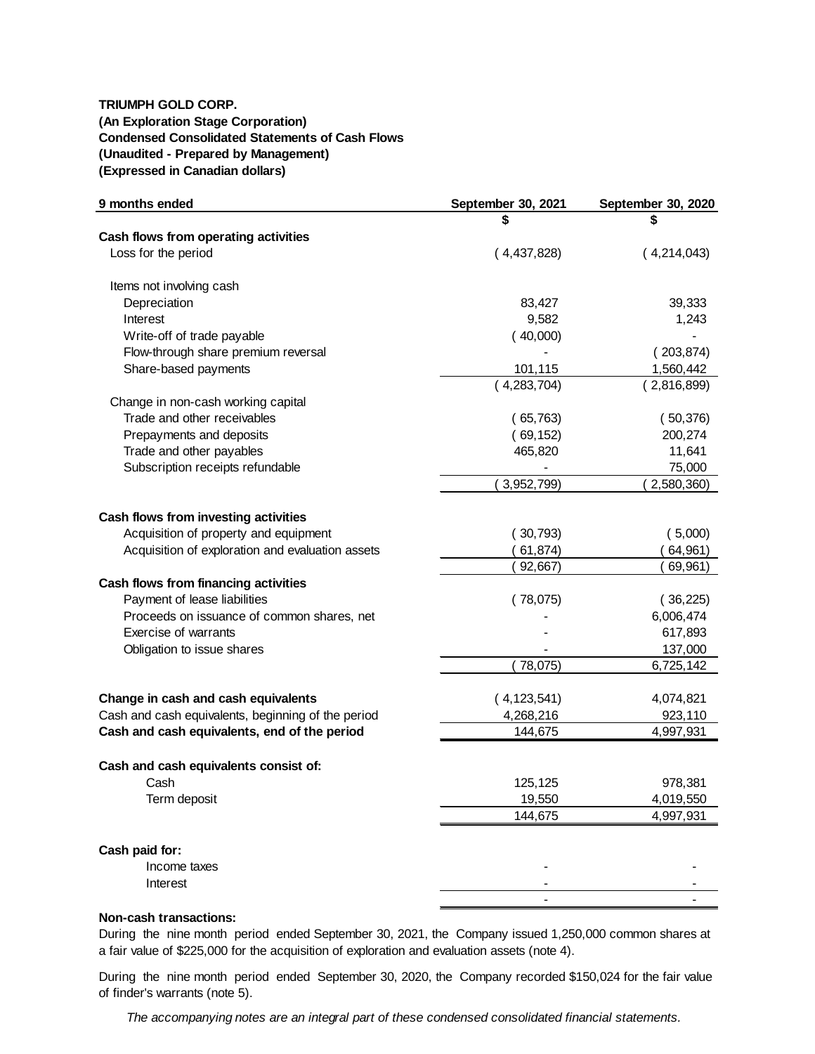**TRIUMPH GOLD CORP.**
**(An Exploration Stage Corporation)**
**Condensed Consolidated Statements of Cash Flows**
**(Unaudited - Prepared by Management)**
**(Expressed in Canadian dollars)**

| 9 months ended | September 30, 2021 | September 30, 2020 |
|---|---|---|
| | $ | $ |
| **Cash flows from operating activities** | | |
| Loss for the period | ( 4,437,828) | ( 4,214,043) |
| | | |
| Items not involving cash | | |
| Depreciation | 83,427 | 39,333 |
| Interest | 9,582 | 1,243 |
| Write-off of trade payable | ( 40,000) | - |
| Flow-through share premium reversal | - | ( 203,874) |
| Share-based payments | 101,115 | 1,560,442 |
| | ( 4,283,704) | ( 2,816,899) |
| Change in non-cash working capital | | |
| Trade and other receivables | ( 65,763) | ( 50,376) |
| Prepayments and deposits | ( 69,152) | 200,274 |
| Trade and other payables | 465,820 | 11,641 |
| Subscription receipts refundable | - | 75,000 |
| | ( 3,952,799) | ( 2,580,360) |
| | | |
| **Cash flows from investing activities** | | |
| Acquisition of property and equipment | ( 30,793) | ( 5,000) |
| Acquisition of exploration and evaluation assets | ( 61,874) | ( 64,961) |
| | ( 92,667) | ( 69,961) |
| **Cash flows from financing activities** | | |
| Payment of lease liabilities | ( 78,075) | ( 36,225) |
| Proceeds on issuance of common shares, net | - | 6,006,474 |
| Exercise of warrants | - | 617,893 |
| Obligation to issue shares | - | 137,000 |
| | ( 78,075) | 6,725,142 |
| | | |
| **Change in cash and cash equivalents** | ( 4,123,541) | 4,074,821 |
| Cash and cash equivalents, beginning of the period | 4,268,216 | 923,110 |
| **Cash and cash equivalents, end of the period** | 144,675 | 4,997,931 |
| | | |
| **Cash and cash equivalents consist of:** | | |
| Cash | 125,125 | 978,381 |
| Term deposit | 19,550 | 4,019,550 |
| | 144,675 | 4,997,931 |
| | | |
| **Cash paid for:** | | |
| Income taxes | - | - |
| Interest | - | - |
| | - | - |

**Non-cash transactions:**

During the nine month period ended September 30, 2021, the Company issued 1,250,000 common shares at a fair value of $225,000 for the acquisition of exploration and evaluation assets (note 4).

During the nine month period ended September 30, 2020, the Company recorded $150,024 for the fair value of finder's warrants (note 5).

*The accompanying notes are an integral part of these condensed consolidated financial statements.*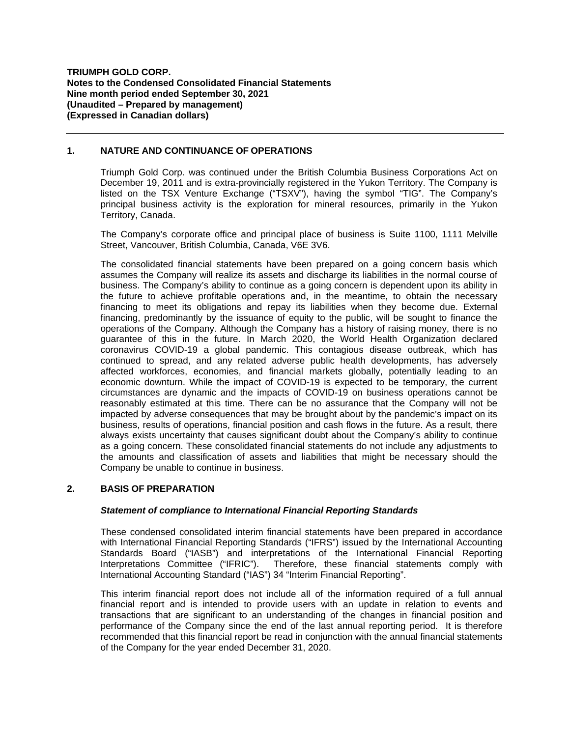**TRIUMPH GOLD CORP.**
**Notes to the Condensed Consolidated Financial Statements**
**Nine month period ended September 30, 2021**
**(Unaudited – Prepared by management)**
**(Expressed in Canadian dollars)**

## 1. NATURE AND CONTINUANCE OF OPERATIONS

Triumph Gold Corp. was continued under the British Columbia Business Corporations Act on December 19, 2011 and is extra-provincially registered in the Yukon Territory. The Company is listed on the TSX Venture Exchange ("TSXV"), having the symbol "TIG". The Company's principal business activity is the exploration for mineral resources, primarily in the Yukon Territory, Canada.

The Company's corporate office and principal place of business is Suite 1100, 1111 Melville Street, Vancouver, British Columbia, Canada, V6E 3V6.

The consolidated financial statements have been prepared on a going concern basis which assumes the Company will realize its assets and discharge its liabilities in the normal course of business. The Company's ability to continue as a going concern is dependent upon its ability in the future to achieve profitable operations and, in the meantime, to obtain the necessary financing to meet its obligations and repay its liabilities when they become due. External financing, predominantly by the issuance of equity to the public, will be sought to finance the operations of the Company. Although the Company has a history of raising money, there is no guarantee of this in the future. In March 2020, the World Health Organization declared coronavirus COVID-19 a global pandemic. This contagious disease outbreak, which has continued to spread, and any related adverse public health developments, has adversely affected workforces, economies, and financial markets globally, potentially leading to an economic downturn. While the impact of COVID-19 is expected to be temporary, the current circumstances are dynamic and the impacts of COVID-19 on business operations cannot be reasonably estimated at this time. There can be no assurance that the Company will not be impacted by adverse consequences that may be brought about by the pandemic's impact on its business, results of operations, financial position and cash flows in the future. As a result, there always exists uncertainty that causes significant doubt about the Company's ability to continue as a going concern. These consolidated financial statements do not include any adjustments to the amounts and classification of assets and liabilities that might be necessary should the Company be unable to continue in business.

## 2. BASIS OF PREPARATION

***Statement of compliance to International Financial Reporting Standards***

These condensed consolidated interim financial statements have been prepared in accordance with International Financial Reporting Standards ("IFRS") issued by the International Accounting Standards Board ("IASB") and interpretations of the International Financial Reporting Interpretations Committee ("IFRIC"). Therefore, these financial statements comply with International Accounting Standard ("IAS") 34 "Interim Financial Reporting".

This interim financial report does not include all of the information required of a full annual financial report and is intended to provide users with an update in relation to events and transactions that are significant to an understanding of the changes in financial position and performance of the Company since the end of the last annual reporting period. It is therefore recommended that this financial report be read in conjunction with the annual financial statements of the Company for the year ended December 31, 2020.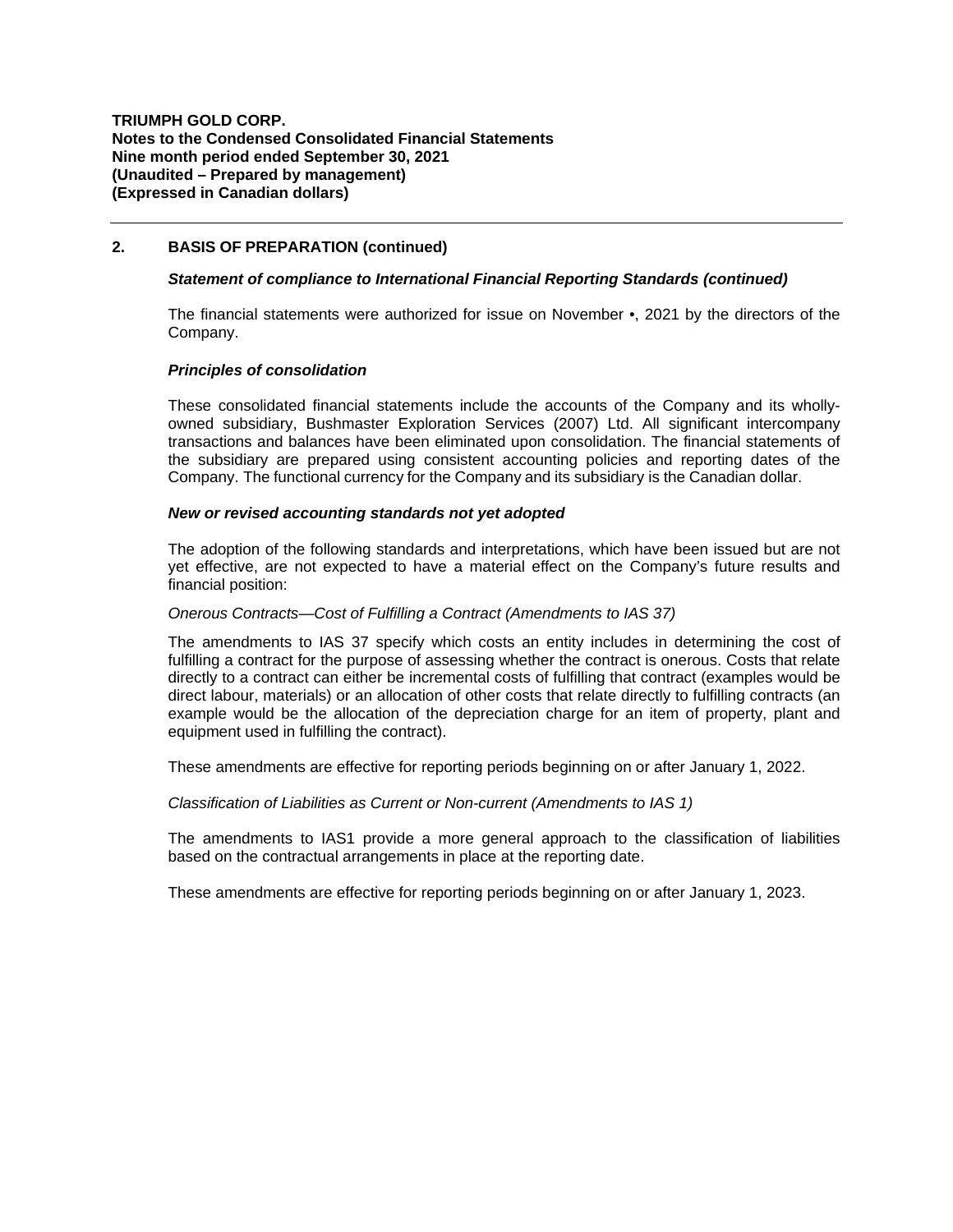## 2. BASIS OF PREPARATION (continued)

### *Statement of compliance to International Financial Reporting Standards (continued)*

The financial statements were authorized for issue on November •, 2021 by the directors of the Company.

### *Principles of consolidation*

These consolidated financial statements include the accounts of the Company and its wholly-owned subsidiary, Bushmaster Exploration Services (2007) Ltd. All significant intercompany transactions and balances have been eliminated upon consolidation. The financial statements of the subsidiary are prepared using consistent accounting policies and reporting dates of the Company. The functional currency for the Company and its subsidiary is the Canadian dollar.

### *New or revised accounting standards not yet adopted*

The adoption of the following standards and interpretations, which have been issued but are not yet effective, are not expected to have a material effect on the Company's future results and financial position:

*Onerous Contracts—Cost of Fulfilling a Contract (Amendments to IAS 37)*

The amendments to IAS 37 specify which costs an entity includes in determining the cost of fulfilling a contract for the purpose of assessing whether the contract is onerous. Costs that relate directly to a contract can either be incremental costs of fulfilling that contract (examples would be direct labour, materials) or an allocation of other costs that relate directly to fulfilling contracts (an example would be the allocation of the depreciation charge for an item of property, plant and equipment used in fulfilling the contract).

These amendments are effective for reporting periods beginning on or after January 1, 2022.

*Classification of Liabilities as Current or Non-current (Amendments to IAS 1)*

The amendments to IAS1 provide a more general approach to the classification of liabilities based on the contractual arrangements in place at the reporting date.

These amendments are effective for reporting periods beginning on or after January 1, 2023.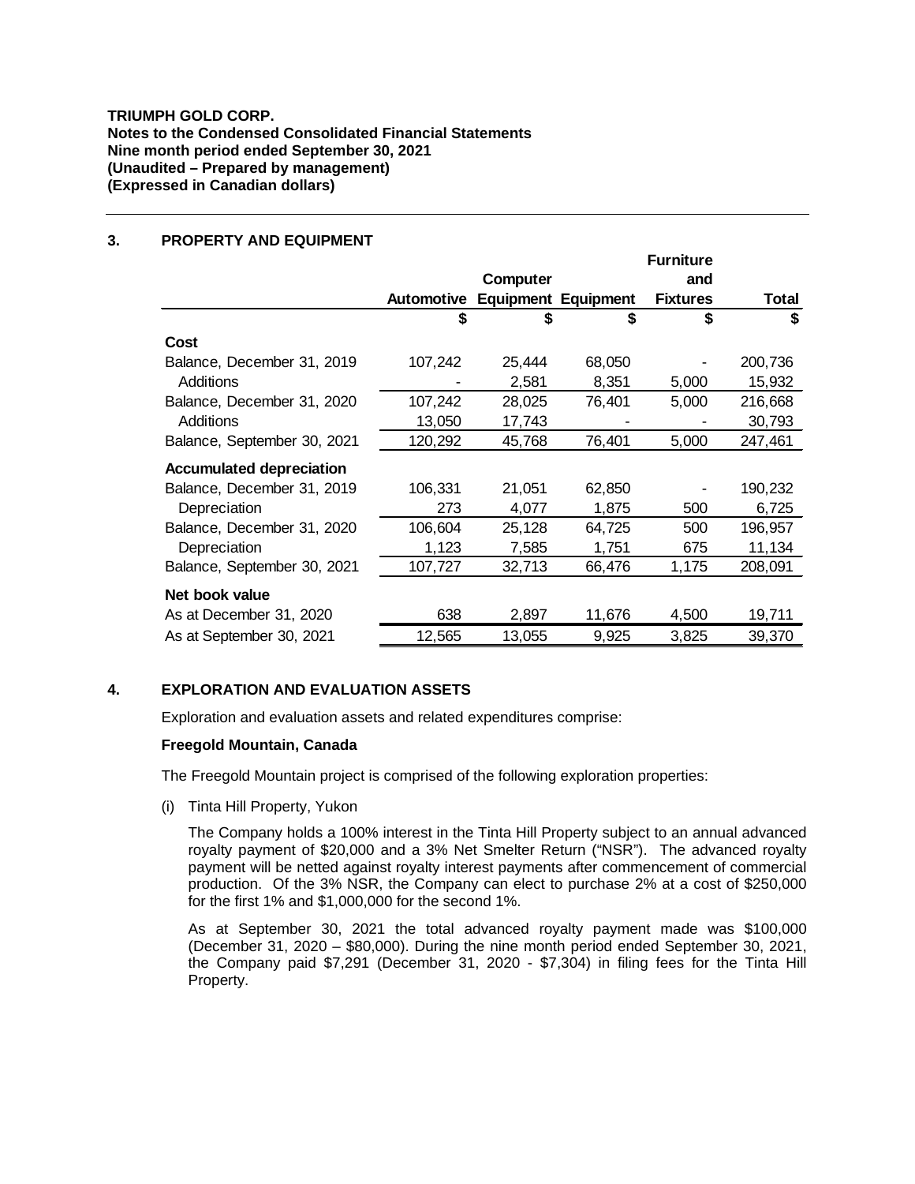**TRIUMPH GOLD CORP.**
**Notes to the Condensed Consolidated Financial Statements**
**Nine month period ended September 30, 2021**
**(Unaudited – Prepared by management)**
**(Expressed in Canadian dollars)**

## 3. PROPERTY AND EQUIPMENT

| | Automotive | Computer Equipment | Equipment | Furniture and Fixtures | Total |
|---|---|---|---|---|---|
| | $ | $ | $ | $ | $ |
| **Cost** | | | | | |
| Balance, December 31, 2019 | 107,242 | 25,444 | 68,050 | - | 200,736 |
| Additions | - | 2,581 | 8,351 | 5,000 | 15,932 |
| Balance, December 31, 2020 | 107,242 | 28,025 | 76,401 | 5,000 | 216,668 |
| Additions | 13,050 | 17,743 | - | - | 30,793 |
| Balance, September 30, 2021 | 120,292 | 45,768 | 76,401 | 5,000 | 247,461 |
| **Accumulated depreciation** | | | | | |
| Balance, December 31, 2019 | 106,331 | 21,051 | 62,850 | - | 190,232 |
| Depreciation | 273 | 4,077 | 1,875 | 500 | 6,725 |
| Balance, December 31, 2020 | 106,604 | 25,128 | 64,725 | 500 | 196,957 |
| Depreciation | 1,123 | 7,585 | 1,751 | 675 | 11,134 |
| Balance, September 30, 2021 | 107,727 | 32,713 | 66,476 | 1,175 | 208,091 |
| **Net book value** | | | | | |
| As at December 31, 2020 | 638 | 2,897 | 11,676 | 4,500 | 19,711 |
| As at September 30, 2021 | 12,565 | 13,055 | 9,925 | 3,825 | 39,370 |

## 4. EXPLORATION AND EVALUATION ASSETS

Exploration and evaluation assets and related expenditures comprise:

**Freegold Mountain, Canada**

The Freegold Mountain project is comprised of the following exploration properties:

(i) Tinta Hill Property, Yukon

The Company holds a 100% interest in the Tinta Hill Property subject to an annual advanced royalty payment of $20,000 and a 3% Net Smelter Return ("NSR"). The advanced royalty payment will be netted against royalty interest payments after commencement of commercial production. Of the 3% NSR, the Company can elect to purchase 2% at a cost of $250,000 for the first 1% and $1,000,000 for the second 1%.

As at September 30, 2021 the total advanced royalty payment made was $100,000 (December 31, 2020 – $80,000). During the nine month period ended September 30, 2021, the Company paid $7,291 (December 31, 2020 - $7,304) in filing fees for the Tinta Hill Property.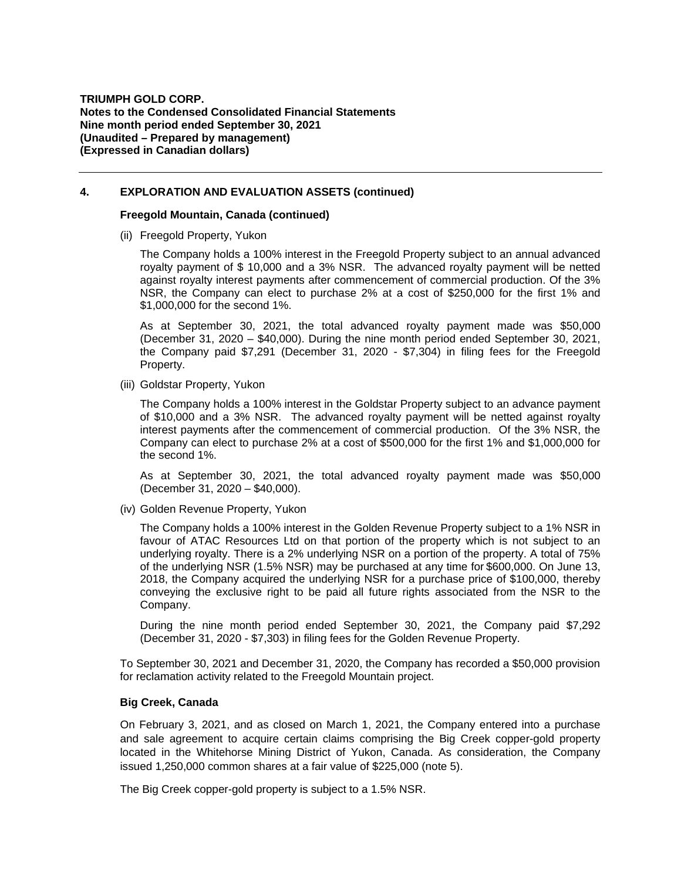## 4. EXPLORATION AND EVALUATION ASSETS (continued)

### Freegold Mountain, Canada (continued)

(ii) Freegold Property, Yukon

The Company holds a 100% interest in the Freegold Property subject to an annual advanced royalty payment of $ 10,000 and a 3% NSR. The advanced royalty payment will be netted against royalty interest payments after commencement of commercial production. Of the 3% NSR, the Company can elect to purchase 2% at a cost of $250,000 for the first 1% and $1,000,000 for the second 1%.

As at September 30, 2021, the total advanced royalty payment made was $50,000 (December 31, 2020 – $40,000). During the nine month period ended September 30, 2021, the Company paid $7,291 (December 31, 2020 - $7,304) in filing fees for the Freegold Property.

(iii) Goldstar Property, Yukon

The Company holds a 100% interest in the Goldstar Property subject to an advance payment of $10,000 and a 3% NSR. The advanced royalty payment will be netted against royalty interest payments after the commencement of commercial production. Of the 3% NSR, the Company can elect to purchase 2% at a cost of $500,000 for the first 1% and $1,000,000 for the second 1%.

As at September 30, 2021, the total advanced royalty payment made was $50,000 (December 31, 2020 – $40,000).

(iv) Golden Revenue Property, Yukon

The Company holds a 100% interest in the Golden Revenue Property subject to a 1% NSR in favour of ATAC Resources Ltd on that portion of the property which is not subject to an underlying royalty. There is a 2% underlying NSR on a portion of the property. A total of 75% of the underlying NSR (1.5% NSR) may be purchased at any time for $600,000. On June 13, 2018, the Company acquired the underlying NSR for a purchase price of $100,000, thereby conveying the exclusive right to be paid all future rights associated from the NSR to the Company.

During the nine month period ended September 30, 2021, the Company paid $7,292 (December 31, 2020 - $7,303) in filing fees for the Golden Revenue Property.

To September 30, 2021 and December 31, 2020, the Company has recorded a $50,000 provision for reclamation activity related to the Freegold Mountain project.

### Big Creek, Canada

On February 3, 2021, and as closed on March 1, 2021, the Company entered into a purchase and sale agreement to acquire certain claims comprising the Big Creek copper-gold property located in the Whitehorse Mining District of Yukon, Canada. As consideration, the Company issued 1,250,000 common shares at a fair value of $225,000 (note 5).

The Big Creek copper-gold property is subject to a 1.5% NSR.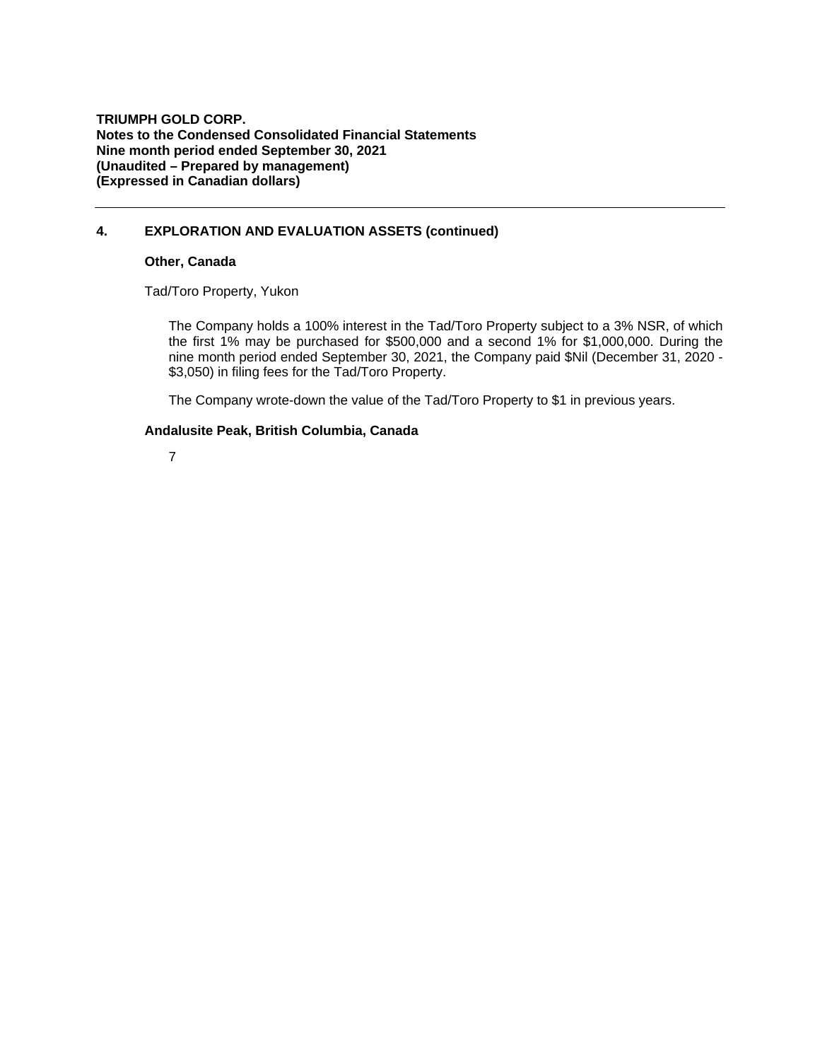## 4. EXPLORATION AND EVALUATION ASSETS (continued)

### Other, Canada

Tad/Toro Property, Yukon

The Company holds a 100% interest in the Tad/Toro Property subject to a 3% NSR, of which the first 1% may be purchased for $500,000 and a second 1% for $1,000,000. During the nine month period ended September 30, 2021, the Company paid $Nil (December 31, 2020 - $3,050) in filing fees for the Tad/Toro Property.

The Company wrote-down the value of the Tad/Toro Property to $1 in previous years.

### Andalusite Peak, British Columbia, Canada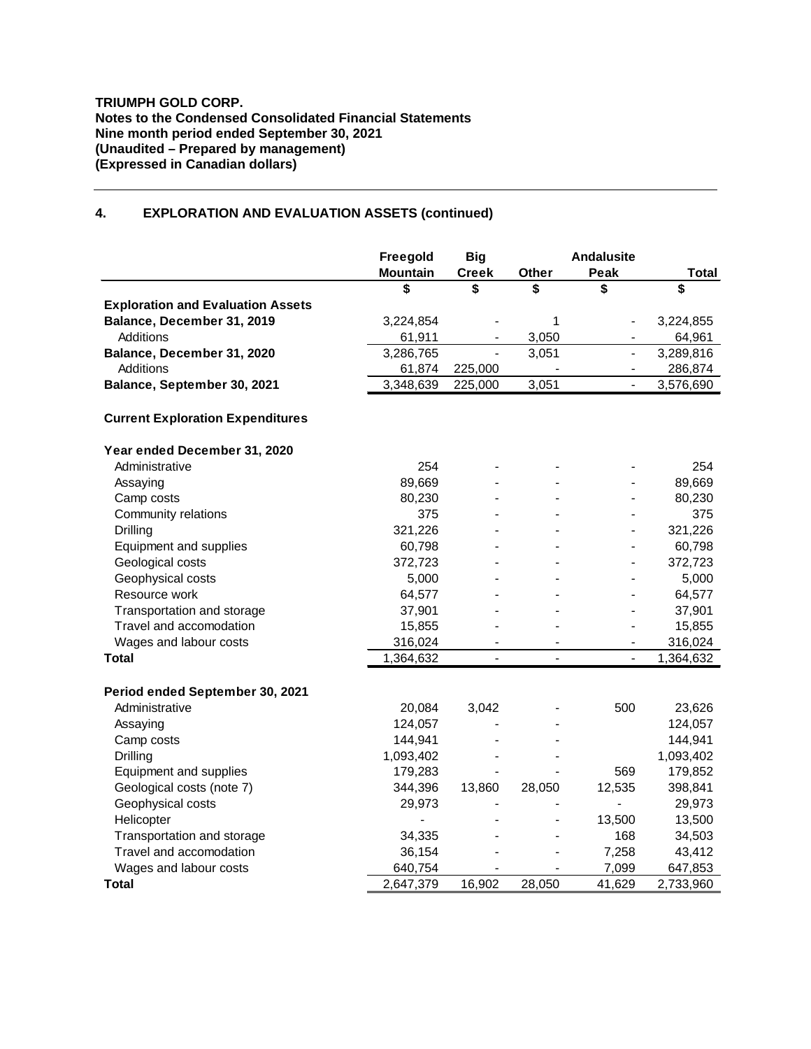**TRIUMPH GOLD CORP.**
**Notes to the Condensed Consolidated Financial Statements**
**Nine month period ended September 30, 2021**
**(Unaudited – Prepared by management)**
**(Expressed in Canadian dollars)**

## 4. EXPLORATION AND EVALUATION ASSETS (continued)

| | Freegold Mountain | Big Creek | Other | Andalusite Peak | Total |
|---|---|---|---|---|---|
| | $ | $ | $ | $ | $ |
| **Exploration and Evaluation Assets** | | | | | |
| **Balance, December 31, 2019** | 3,224,854 | - | 1 | - | 3,224,855 |
| Additions | 61,911 | - | 3,050 | - | 64,961 |
| **Balance, December 31, 2020** | 3,286,765 | - | 3,051 | - | 3,289,816 |
| Additions | 61,874 | 225,000 | - | - | 286,874 |
| **Balance, September 30, 2021** | 3,348,639 | 225,000 | 3,051 | - | 3,576,690 |
| | | | | | |
| **Current Exploration Expenditures** | | | | | |
| | | | | | |
| **Year ended December 31, 2020** | | | | | |
| Administrative | 254 | - | - | - | 254 |
| Assaying | 89,669 | - | - | - | 89,669 |
| Camp costs | 80,230 | - | - | - | 80,230 |
| Community relations | 375 | - | - | - | 375 |
| Drilling | 321,226 | - | - | - | 321,226 |
| Equipment and supplies | 60,798 | - | - | - | 60,798 |
| Geological costs | 372,723 | - | - | - | 372,723 |
| Geophysical costs | 5,000 | - | - | - | 5,000 |
| Resource work | 64,577 | - | - | - | 64,577 |
| Transportation and storage | 37,901 | - | - | - | 37,901 |
| Travel and accomodation | 15,855 | - | - | - | 15,855 |
| Wages and labour costs | 316,024 | - | - | - | 316,024 |
| **Total** | 1,364,632 | - | - | - | 1,364,632 |
| | | | | | |
| **Period ended September 30, 2021** | | | | | |
| Administrative | 20,084 | 3,042 | - | 500 | 23,626 |
| Assaying | 124,057 | - | - | | 124,057 |
| Camp costs | 144,941 | - | - | | 144,941 |
| Drilling | 1,093,402 | - | - | | 1,093,402 |
| Equipment and supplies | 179,283 | - | - | 569 | 179,852 |
| Geological costs (note 7) | 344,396 | 13,860 | 28,050 | 12,535 | 398,841 |
| Geophysical costs | 29,973 | - | - | - | 29,973 |
| Helicopter | - | - | - | 13,500 | 13,500 |
| Transportation and storage | 34,335 | - | - | 168 | 34,503 |
| Travel and accomodation | 36,154 | - | - | 7,258 | 43,412 |
| Wages and labour costs | 640,754 | - | - | 7,099 | 647,853 |
| **Total** | 2,647,379 | 16,902 | 28,050 | 41,629 | 2,733,960 |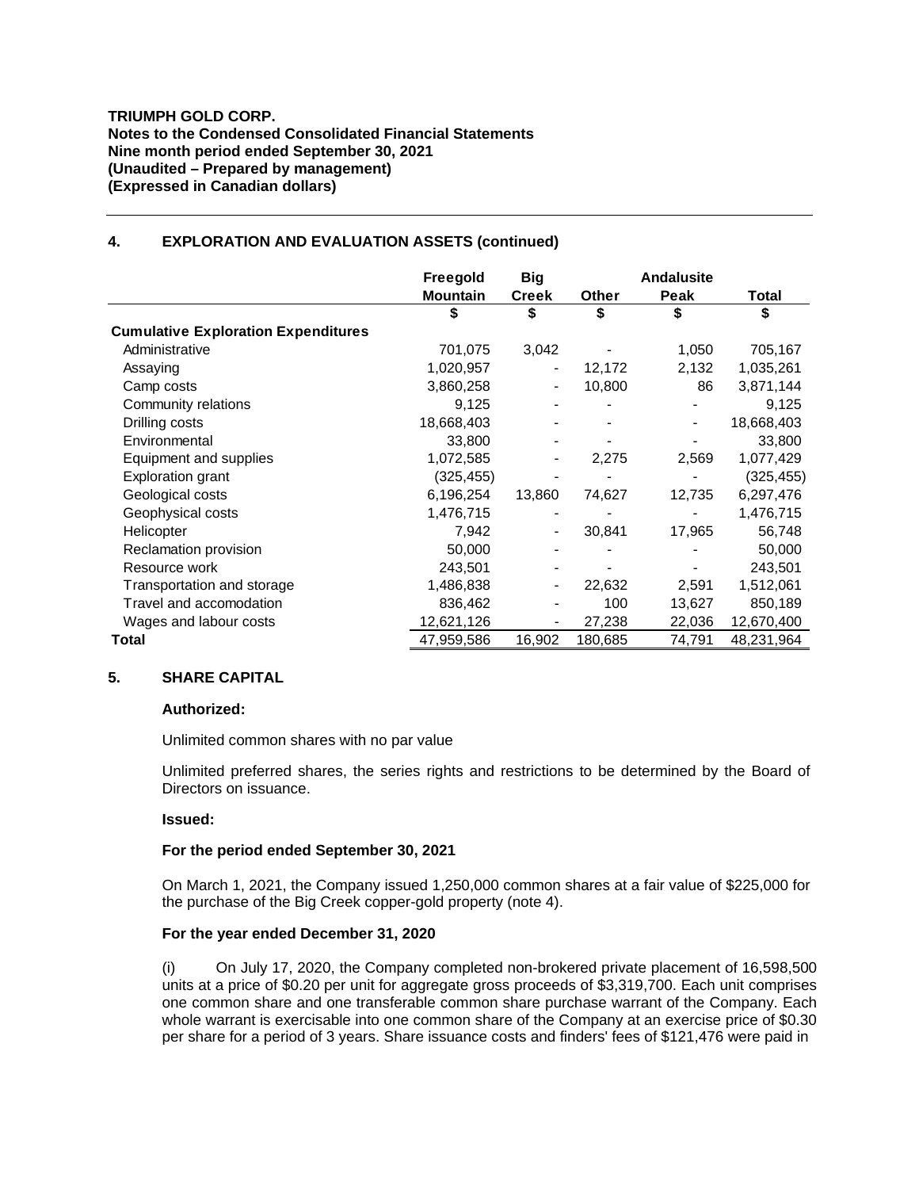**TRIUMPH GOLD CORP.**
**Notes to the Condensed Consolidated Financial Statements**
**Nine month period ended September 30, 2021**
**(Unaudited – Prepared by management)**
**(Expressed in Canadian dollars)**

## 4. EXPLORATION AND EVALUATION ASSETS (continued)

| | Freegold Mountain | Big Creek | Other | Andalusite Peak | Total |
|---|---|---|---|---|---|
| | $ | $ | $ | $ | $ |
| **Cumulative Exploration Expenditures** | | | | | |
| Administrative | 701,075 | 3,042 | - | 1,050 | 705,167 |
| Assaying | 1,020,957 | - | 12,172 | 2,132 | 1,035,261 |
| Camp costs | 3,860,258 | - | 10,800 | 86 | 3,871,144 |
| Community relations | 9,125 | - | - | - | 9,125 |
| Drilling costs | 18,668,403 | - | - | - | 18,668,403 |
| Environmental | 33,800 | - | - | - | 33,800 |
| Equipment and supplies | 1,072,585 | - | 2,275 | 2,569 | 1,077,429 |
| Exploration grant | (325,455) | - | - | - | (325,455) |
| Geological costs | 6,196,254 | 13,860 | 74,627 | 12,735 | 6,297,476 |
| Geophysical costs | 1,476,715 | - | - | - | 1,476,715 |
| Helicopter | 7,942 | - | 30,841 | 17,965 | 56,748 |
| Reclamation provision | 50,000 | - | - | - | 50,000 |
| Resource work | 243,501 | - | - | - | 243,501 |
| Transportation and storage | 1,486,838 | - | 22,632 | 2,591 | 1,512,061 |
| Travel and accomodation | 836,462 | - | 100 | 13,627 | 850,189 |
| Wages and labour costs | 12,621,126 | - | 27,238 | 22,036 | 12,670,400 |
| **Total** | 47,959,586 | 16,902 | 180,685 | 74,791 | 48,231,964 |

## 5. SHARE CAPITAL

**Authorized:**

Unlimited common shares with no par value

Unlimited preferred shares, the series rights and restrictions to be determined by the Board of Directors on issuance.

**Issued:**

**For the period ended September 30, 2021**

On March 1, 2021, the Company issued 1,250,000 common shares at a fair value of $225,000 for the purchase of the Big Creek copper-gold property (note 4).

**For the year ended December 31, 2020**

(i) On July 17, 2020, the Company completed non-brokered private placement of 16,598,500 units at a price of $0.20 per unit for aggregate gross proceeds of $3,319,700. Each unit comprises one common share and one transferable common share purchase warrant of the Company. Each whole warrant is exercisable into one common share of the Company at an exercise price of $0.30 per share for a period of 3 years. Share issuance costs and finders' fees of $121,476 were paid in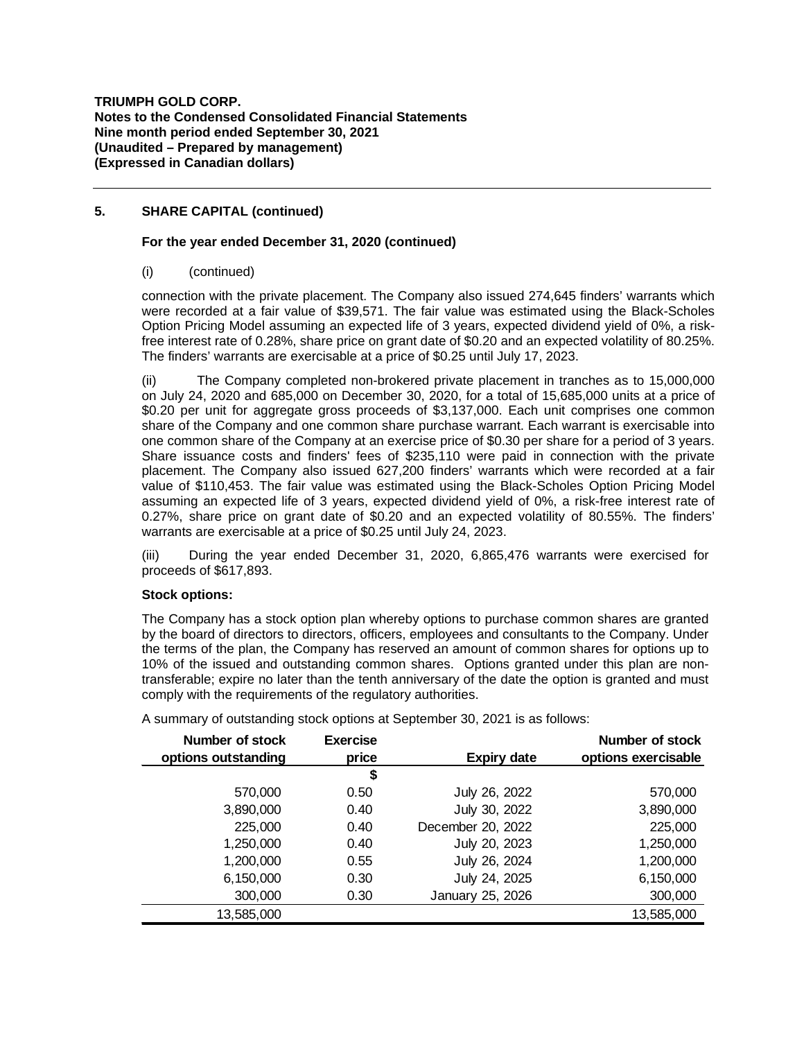## 5. SHARE CAPITAL (continued)

### For the year ended December 31, 2020 (continued)

(i) (continued)

connection with the private placement. The Company also issued 274,645 finders' warrants which were recorded at a fair value of $39,571. The fair value was estimated using the Black-Scholes Option Pricing Model assuming an expected life of 3 years, expected dividend yield of 0%, a risk-free interest rate of 0.28%, share price on grant date of $0.20 and an expected volatility of 80.25%. The finders' warrants are exercisable at a price of $0.25 until July 17, 2023.

(ii) The Company completed non-brokered private placement in tranches as to 15,000,000 on July 24, 2020 and 685,000 on December 30, 2020, for a total of 15,685,000 units at a price of $0.20 per unit for aggregate gross proceeds of $3,137,000. Each unit comprises one common share of the Company and one common share purchase warrant. Each warrant is exercisable into one common share of the Company at an exercise price of $0.30 per share for a period of 3 years. Share issuance costs and finders' fees of $235,110 were paid in connection with the private placement. The Company also issued 627,200 finders' warrants which were recorded at a fair value of $110,453. The fair value was estimated using the Black-Scholes Option Pricing Model assuming an expected life of 3 years, expected dividend yield of 0%, a risk-free interest rate of 0.27%, share price on grant date of $0.20 and an expected volatility of 80.55%. The finders' warrants are exercisable at a price of $0.25 until July 24, 2023.

(iii) During the year ended December 31, 2020, 6,865,476 warrants were exercised for proceeds of $617,893.

**Stock options:**

The Company has a stock option plan whereby options to purchase common shares are granted by the board of directors to directors, officers, employees and consultants to the Company. Under the terms of the plan, the Company has reserved an amount of common shares for options up to 10% of the issued and outstanding common shares. Options granted under this plan are non-transferable; expire no later than the tenth anniversary of the date the option is granted and must comply with the requirements of the regulatory authorities.

A summary of outstanding stock options at September 30, 2021 is as follows:

| Number of stock options outstanding | Exercise price | Expiry date | Number of stock options exercisable |
|---|---|---|---|
| | $ | | |
| 570,000 | 0.50 | July 26, 2022 | 570,000 |
| 3,890,000 | 0.40 | July 30, 2022 | 3,890,000 |
| 225,000 | 0.40 | December 20, 2022 | 225,000 |
| 1,250,000 | 0.40 | July 20, 2023 | 1,250,000 |
| 1,200,000 | 0.55 | July 26, 2024 | 1,200,000 |
| 6,150,000 | 0.30 | July 24, 2025 | 6,150,000 |
| 300,000 | 0.30 | January 25, 2026 | 300,000 |
| 13,585,000 | | | 13,585,000 |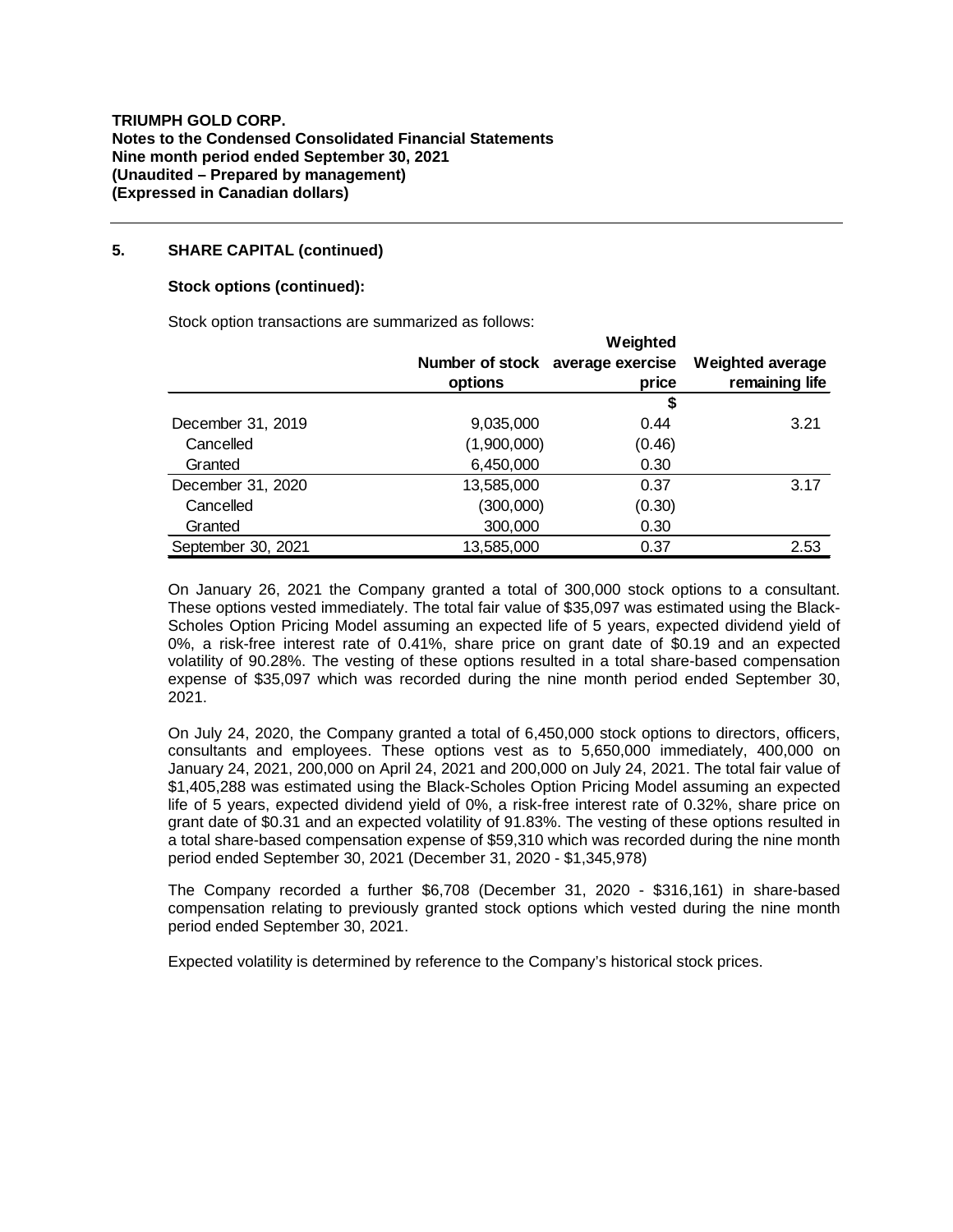**TRIUMPH GOLD CORP.**
**Notes to the Condensed Consolidated Financial Statements**
**Nine month period ended September 30, 2021**
**(Unaudited – Prepared by management)**
**(Expressed in Canadian dollars)**

## 5. SHARE CAPITAL (continued)

### Stock options (continued):

Stock option transactions are summarized as follows:

| | Number of stock options | Weighted average exercise price | Weighted average remaining life |
|---|---|---|---|
| | | $ | |
| December 31, 2019 | 9,035,000 | 0.44 | 3.21 |
| Cancelled | (1,900,000) | (0.46) | |
| Granted | 6,450,000 | 0.30 | |
| December 31, 2020 | 13,585,000 | 0.37 | 3.17 |
| Cancelled | (300,000) | (0.30) | |
| Granted | 300,000 | 0.30 | |
| September 30, 2021 | 13,585,000 | 0.37 | 2.53 |

On January 26, 2021 the Company granted a total of 300,000 stock options to a consultant. These options vested immediately. The total fair value of $35,097 was estimated using the Black-Scholes Option Pricing Model assuming an expected life of 5 years, expected dividend yield of 0%, a risk-free interest rate of 0.41%, share price on grant date of $0.19 and an expected volatility of 90.28%. The vesting of these options resulted in a total share-based compensation expense of $35,097 which was recorded during the nine month period ended September 30, 2021.

On July 24, 2020, the Company granted a total of 6,450,000 stock options to directors, officers, consultants and employees. These options vest as to 5,650,000 immediately, 400,000 on January 24, 2021, 200,000 on April 24, 2021 and 200,000 on July 24, 2021. The total fair value of $1,405,288 was estimated using the Black-Scholes Option Pricing Model assuming an expected life of 5 years, expected dividend yield of 0%, a risk-free interest rate of 0.32%, share price on grant date of $0.31 and an expected volatility of 91.83%. The vesting of these options resulted in a total share-based compensation expense of $59,310 which was recorded during the nine month period ended September 30, 2021 (December 31, 2020 - $1,345,978)

The Company recorded a further $6,708 (December 31, 2020 - $316,161) in share-based compensation relating to previously granted stock options which vested during the nine month period ended September 30, 2021.

Expected volatility is determined by reference to the Company's historical stock prices.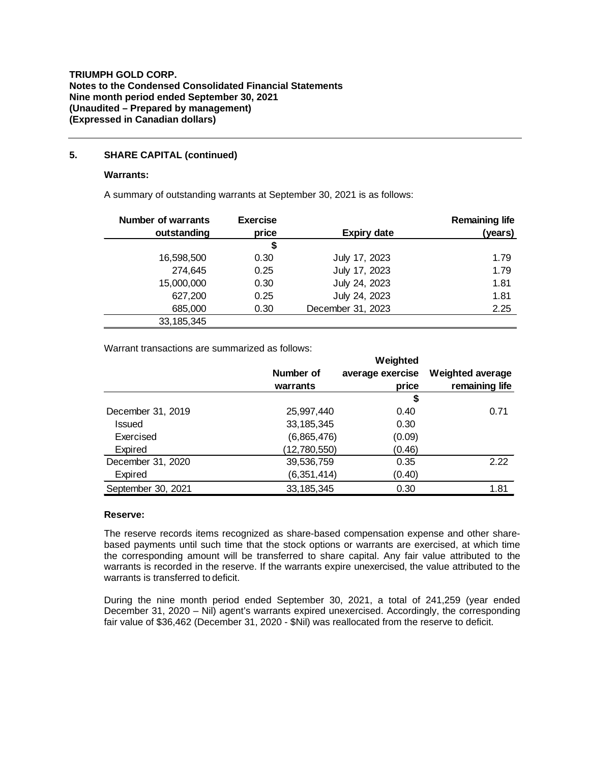**TRIUMPH GOLD CORP.**
**Notes to the Condensed Consolidated Financial Statements**
**Nine month period ended September 30, 2021**
**(Unaudited – Prepared by management)**
**(Expressed in Canadian dollars)**

### 5. SHARE CAPITAL (continued)

**Warrants:**

A summary of outstanding warrants at September 30, 2021 is as follows:

| Number of warrants outstanding | Exercise price | Expiry date | Remaining life (years) |
|---:|---:|:---:|---:|
| | $ | | |
| 16,598,500 | 0.30 | July 17, 2023 | 1.79 |
| 274,645 | 0.25 | July 17, 2023 | 1.79 |
| 15,000,000 | 0.30 | July 24, 2023 | 1.81 |
| 627,200 | 0.25 | July 24, 2023 | 1.81 |
| 685,000 | 0.30 | December 31, 2023 | 2.25 |
| 33,185,345 | | | |

Warrant transactions are summarized as follows:

| | Number of warrants | Weighted average exercise price | Weighted average remaining life |
|---|---:|---:|---:|
| | | $ | |
| December 31, 2019 | 25,997,440 | 0.40 | 0.71 |
| Issued | 33,185,345 | 0.30 | |
| Exercised | (6,865,476) | (0.09) | |
| Expired | (12,780,550) | (0.46) | |
| December 31, 2020 | 39,536,759 | 0.35 | 2.22 |
| Expired | (6,351,414) | (0.40) | |
| September 30, 2021 | 33,185,345 | 0.30 | 1.81 |

**Reserve:**

The reserve records items recognized as share-based compensation expense and other share-based payments until such time that the stock options or warrants are exercised, at which time the corresponding amount will be transferred to share capital. Any fair value attributed to the warrants is recorded in the reserve. If the warrants expire unexercised, the value attributed to the warrants is transferred to deficit.

During the nine month period ended September 30, 2021, a total of 241,259 (year ended December 31, 2020 – Nil) agent's warrants expired unexercised. Accordingly, the corresponding fair value of $36,462 (December 31, 2020 - $Nil) was reallocated from the reserve to deficit.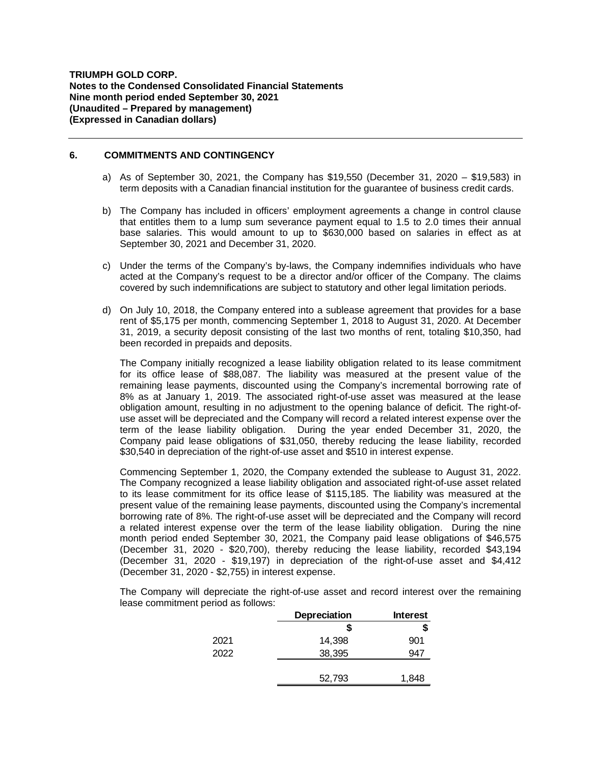## 6. COMMITMENTS AND CONTINGENCY

a) As of September 30, 2021, the Company has $19,550 (December 31, 2020 – $19,583) in term deposits with a Canadian financial institution for the guarantee of business credit cards.

b) The Company has included in officers' employment agreements a change in control clause that entitles them to a lump sum severance payment equal to 1.5 to 2.0 times their annual base salaries. This would amount to up to $630,000 based on salaries in effect as at September 30, 2021 and December 31, 2020.

c) Under the terms of the Company's by-laws, the Company indemnifies individuals who have acted at the Company's request to be a director and/or officer of the Company. The claims covered by such indemnifications are subject to statutory and other legal limitation periods.

d) On July 10, 2018, the Company entered into a sublease agreement that provides for a base rent of $5,175 per month, commencing September 1, 2018 to August 31, 2020. At December 31, 2019, a security deposit consisting of the last two months of rent, totaling $10,350, had been recorded in prepaids and deposits.

The Company initially recognized a lease liability obligation related to its lease commitment for its office lease of $88,087. The liability was measured at the present value of the remaining lease payments, discounted using the Company's incremental borrowing rate of 8% as at January 1, 2019. The associated right-of-use asset was measured at the lease obligation amount, resulting in no adjustment to the opening balance of deficit. The right-of-use asset will be depreciated and the Company will record a related interest expense over the term of the lease liability obligation. During the year ended December 31, 2020, the Company paid lease obligations of $31,050, thereby reducing the lease liability, recorded $30,540 in depreciation of the right-of-use asset and $510 in interest expense.

Commencing September 1, 2020, the Company extended the sublease to August 31, 2022. The Company recognized a lease liability obligation and associated right-of-use asset related to its lease commitment for its office lease of $115,185. The liability was measured at the present value of the remaining lease payments, discounted using the Company's incremental borrowing rate of 8%. The right-of-use asset will be depreciated and the Company will record a related interest expense over the term of the lease liability obligation. During the nine month period ended September 30, 2021, the Company paid lease obligations of $46,575 (December 31, 2020 - $20,700), thereby reducing the lease liability, recorded $43,194 (December 31, 2020 - $19,197) in depreciation of the right-of-use asset and $4,412 (December 31, 2020 - $2,755) in interest expense.

The Company will depreciate the right-of-use asset and record interest over the remaining lease commitment period as follows:

| | Depreciation | Interest |
|---|---|---|
| | $ | $ |
| 2021 | 14,398 | 901 |
| 2022 | 38,395 | 947 |
| | 52,793 | 1,848 |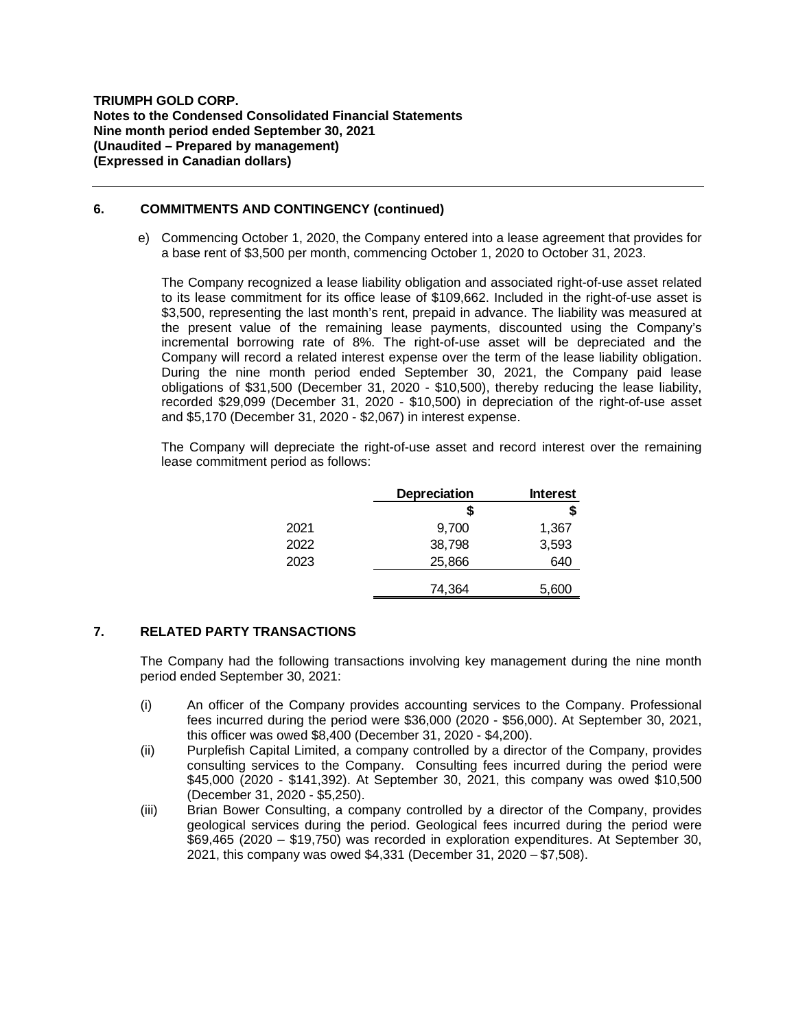## 6. COMMITMENTS AND CONTINGENCY (continued)

e) Commencing October 1, 2020, the Company entered into a lease agreement that provides for a base rent of $3,500 per month, commencing October 1, 2020 to October 31, 2023.

The Company recognized a lease liability obligation and associated right-of-use asset related to its lease commitment for its office lease of $109,662. Included in the right-of-use asset is $3,500, representing the last month's rent, prepaid in advance. The liability was measured at the present value of the remaining lease payments, discounted using the Company's incremental borrowing rate of 8%. The right-of-use asset will be depreciated and the Company will record a related interest expense over the term of the lease liability obligation. During the nine month period ended September 30, 2021, the Company paid lease obligations of $31,500 (December 31, 2020 - $10,500), thereby reducing the lease liability, recorded $29,099 (December 31, 2020 - $10,500) in depreciation of the right-of-use asset and $5,170 (December 31, 2020 - $2,067) in interest expense.

The Company will depreciate the right-of-use asset and record interest over the remaining lease commitment period as follows:

| | Depreciation | Interest |
|---|---|---|
| | $ | $ |
| 2021 | 9,700 | 1,367 |
| 2022 | 38,798 | 3,593 |
| 2023 | 25,866 | 640 |
| | 74,364 | 5,600 |

## 7. RELATED PARTY TRANSACTIONS

The Company had the following transactions involving key management during the nine month period ended September 30, 2021:

(i) An officer of the Company provides accounting services to the Company. Professional fees incurred during the period were $36,000 (2020 - $56,000). At September 30, 2021, this officer was owed $8,400 (December 31, 2020 - $4,200).

(ii) Purplefish Capital Limited, a company controlled by a director of the Company, provides consulting services to the Company. Consulting fees incurred during the period were $45,000 (2020 - $141,392). At September 30, 2021, this company was owed $10,500 (December 31, 2020 - $5,250).

(iii) Brian Bower Consulting, a company controlled by a director of the Company, provides geological services during the period. Geological fees incurred during the period were $69,465 (2020 – $19,750) was recorded in exploration expenditures. At September 30, 2021, this company was owed $4,331 (December 31, 2020 – $7,508).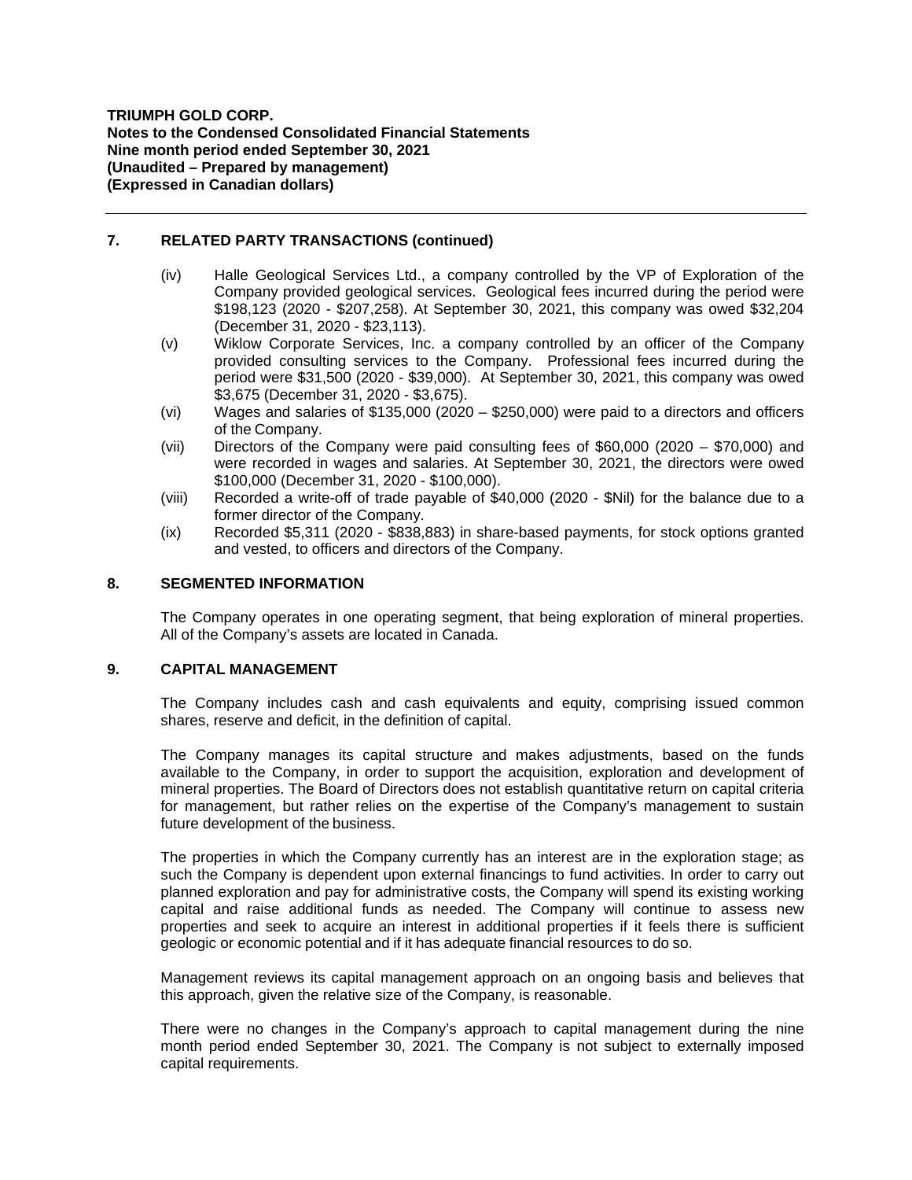## 7. RELATED PARTY TRANSACTIONS (continued)

(iv) Halle Geological Services Ltd., a company controlled by the VP of Exploration of the Company provided geological services. Geological fees incurred during the period were $198,123 (2020 - $207,258). At September 30, 2021, this company was owed $32,204 (December 31, 2020 - $23,113).

(v) Wiklow Corporate Services, Inc. a company controlled by an officer of the Company provided consulting services to the Company. Professional fees incurred during the period were $31,500 (2020 - $39,000). At September 30, 2021, this company was owed $3,675 (December 31, 2020 - $3,675).

(vi) Wages and salaries of $135,000 (2020 – $250,000) were paid to a directors and officers of the Company.

(vii) Directors of the Company were paid consulting fees of $60,000 (2020 – $70,000) and were recorded in wages and salaries. At September 30, 2021, the directors were owed $100,000 (December 31, 2020 - $100,000).

(viii) Recorded a write-off of trade payable of $40,000 (2020 - $Nil) for the balance due to a former director of the Company.

(ix) Recorded $5,311 (2020 - $838,883) in share-based payments, for stock options granted and vested, to officers and directors of the Company.

## 8. SEGMENTED INFORMATION

The Company operates in one operating segment, that being exploration of mineral properties. All of the Company's assets are located in Canada.

## 9. CAPITAL MANAGEMENT

The Company includes cash and cash equivalents and equity, comprising issued common shares, reserve and deficit, in the definition of capital.

The Company manages its capital structure and makes adjustments, based on the funds available to the Company, in order to support the acquisition, exploration and development of mineral properties. The Board of Directors does not establish quantitative return on capital criteria for management, but rather relies on the expertise of the Company's management to sustain future development of the business.

The properties in which the Company currently has an interest are in the exploration stage; as such the Company is dependent upon external financings to fund activities. In order to carry out planned exploration and pay for administrative costs, the Company will spend its existing working capital and raise additional funds as needed. The Company will continue to assess new properties and seek to acquire an interest in additional properties if it feels there is sufficient geologic or economic potential and if it has adequate financial resources to do so.

Management reviews its capital management approach on an ongoing basis and believes that this approach, given the relative size of the Company, is reasonable.

There were no changes in the Company's approach to capital management during the nine month period ended September 30, 2021. The Company is not subject to externally imposed capital requirements.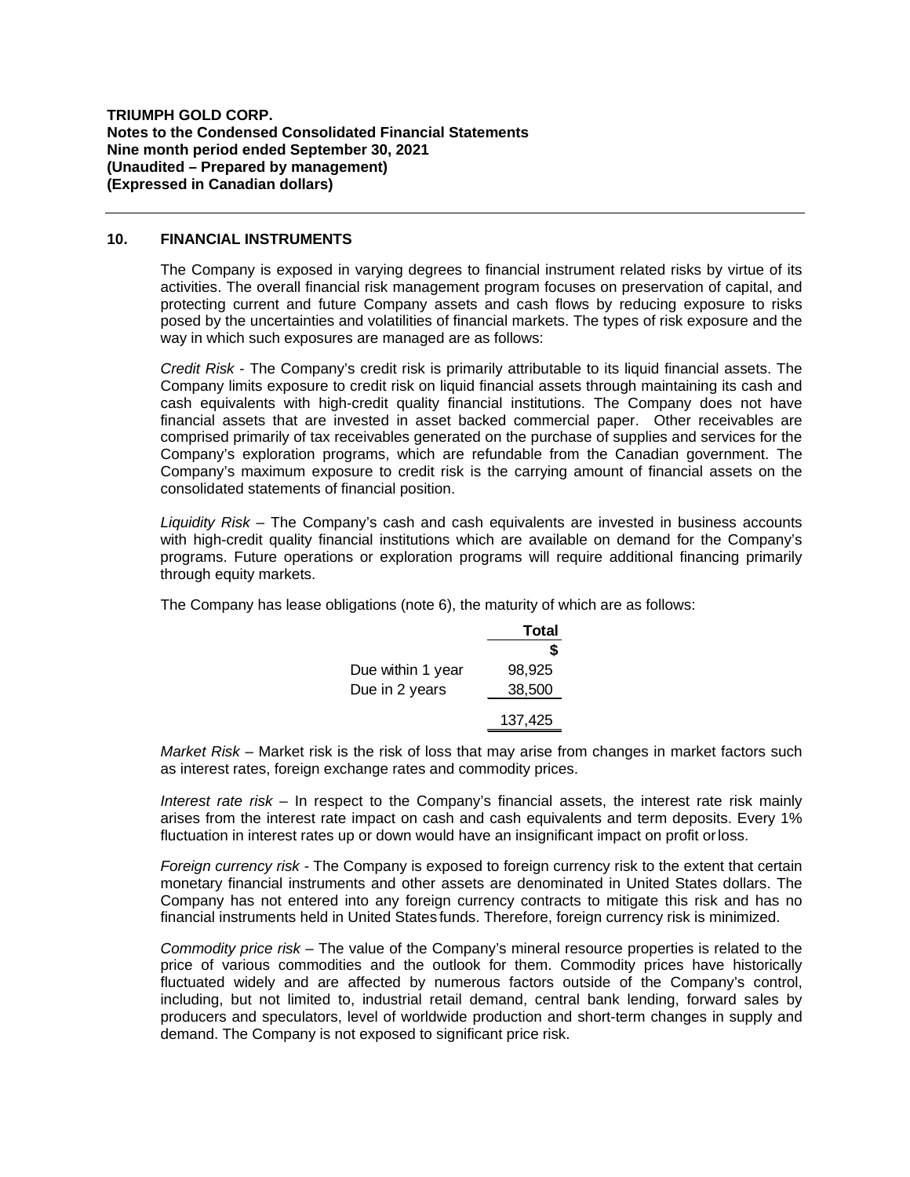## 10. FINANCIAL INSTRUMENTS

The Company is exposed in varying degrees to financial instrument related risks by virtue of its activities. The overall financial risk management program focuses on preservation of capital, and protecting current and future Company assets and cash flows by reducing exposure to risks posed by the uncertainties and volatilities of financial markets. The types of risk exposure and the way in which such exposures are managed are as follows:

*Credit Risk* - The Company's credit risk is primarily attributable to its liquid financial assets. The Company limits exposure to credit risk on liquid financial assets through maintaining its cash and cash equivalents with high-credit quality financial institutions. The Company does not have financial assets that are invested in asset backed commercial paper. Other receivables are comprised primarily of tax receivables generated on the purchase of supplies and services for the Company's exploration programs, which are refundable from the Canadian government. The Company's maximum exposure to credit risk is the carrying amount of financial assets on the consolidated statements of financial position.

*Liquidity Risk* – The Company's cash and cash equivalents are invested in business accounts with high-credit quality financial institutions which are available on demand for the Company's programs. Future operations or exploration programs will require additional financing primarily through equity markets.

The Company has lease obligations (note 6), the maturity of which are as follows:

| | Total |
|---|---|
| | $ |
| Due within 1 year | 98,925 |
| Due in 2 years | 38,500 |
| | 137,425 |

*Market Risk* – Market risk is the risk of loss that may arise from changes in market factors such as interest rates, foreign exchange rates and commodity prices.

*Interest rate risk* – In respect to the Company's financial assets, the interest rate risk mainly arises from the interest rate impact on cash and cash equivalents and term deposits. Every 1% fluctuation in interest rates up or down would have an insignificant impact on profit or loss.

*Foreign currency risk* - The Company is exposed to foreign currency risk to the extent that certain monetary financial instruments and other assets are denominated in United States dollars. The Company has not entered into any foreign currency contracts to mitigate this risk and has no financial instruments held in United States funds. Therefore, foreign currency risk is minimized.

*Commodity price risk* – The value of the Company's mineral resource properties is related to the price of various commodities and the outlook for them. Commodity prices have historically fluctuated widely and are affected by numerous factors outside of the Company's control, including, but not limited to, industrial retail demand, central bank lending, forward sales by producers and speculators, level of worldwide production and short-term changes in supply and demand. The Company is not exposed to significant price risk.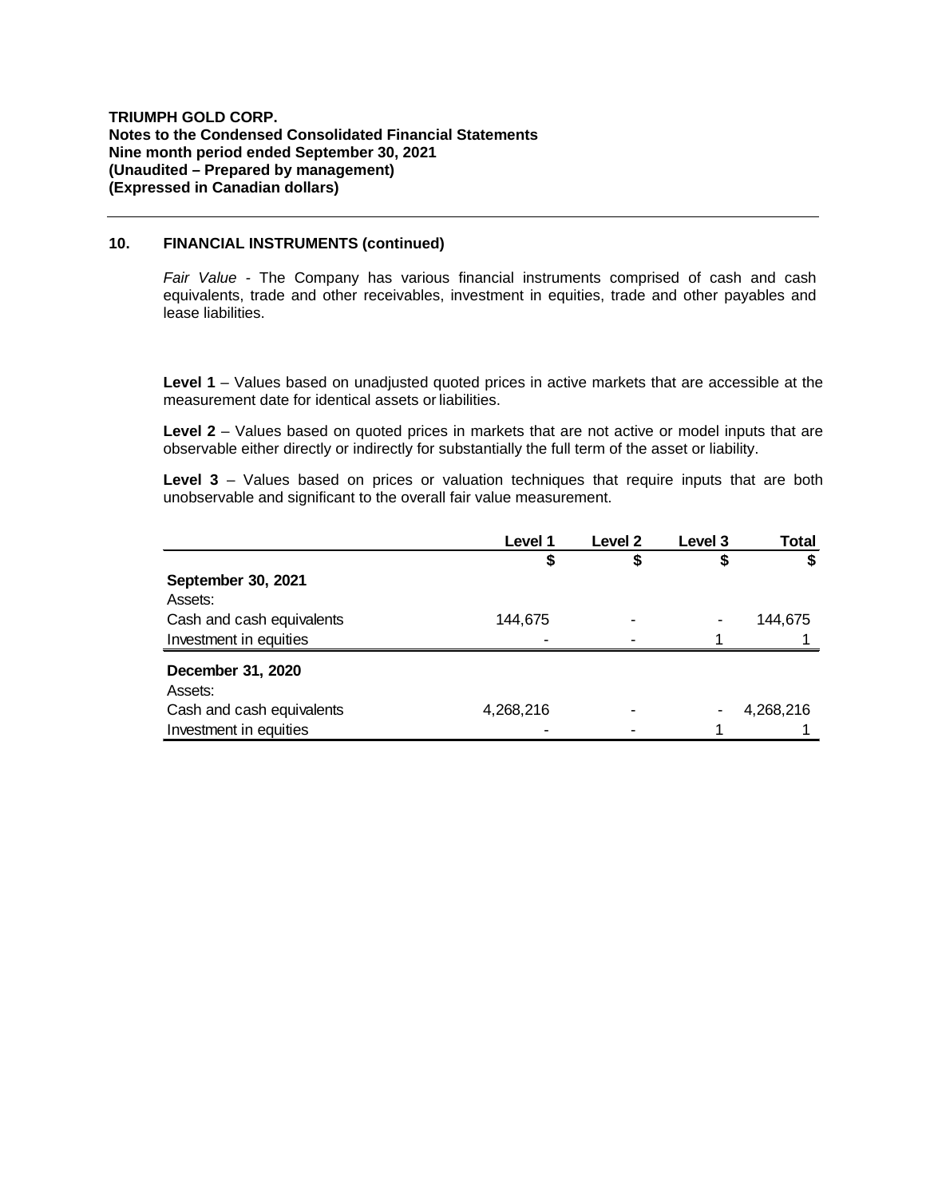**TRIUMPH GOLD CORP.**
**Notes to the Condensed Consolidated Financial Statements**
**Nine month period ended September 30, 2021**
**(Unaudited – Prepared by management)**
**(Expressed in Canadian dollars)**

## 10. FINANCIAL INSTRUMENTS (continued)

*Fair Value* - The Company has various financial instruments comprised of cash and cash equivalents, trade and other receivables, investment in equities, trade and other payables and lease liabilities.

**Level 1** – Values based on unadjusted quoted prices in active markets that are accessible at the measurement date for identical assets or liabilities.

**Level 2** – Values based on quoted prices in markets that are not active or model inputs that are observable either directly or indirectly for substantially the full term of the asset or liability.

**Level 3** – Values based on prices or valuation techniques that require inputs that are both unobservable and significant to the overall fair value measurement.

| | Level 1 | Level 2 | Level 3 | Total |
|---|---|---|---|---|
| | $ | $ | $ | $ |
| **September 30, 2021** | | | | |
| Assets: | | | | |
| Cash and cash equivalents | 144,675 | - | - | 144,675 |
| Investment in equities | - | - | 1 | 1 |
| **December 31, 2020** | | | | |
| Assets: | | | | |
| Cash and cash equivalents | 4,268,216 | - | - | 4,268,216 |
| Investment in equities | - | - | 1 | 1 |